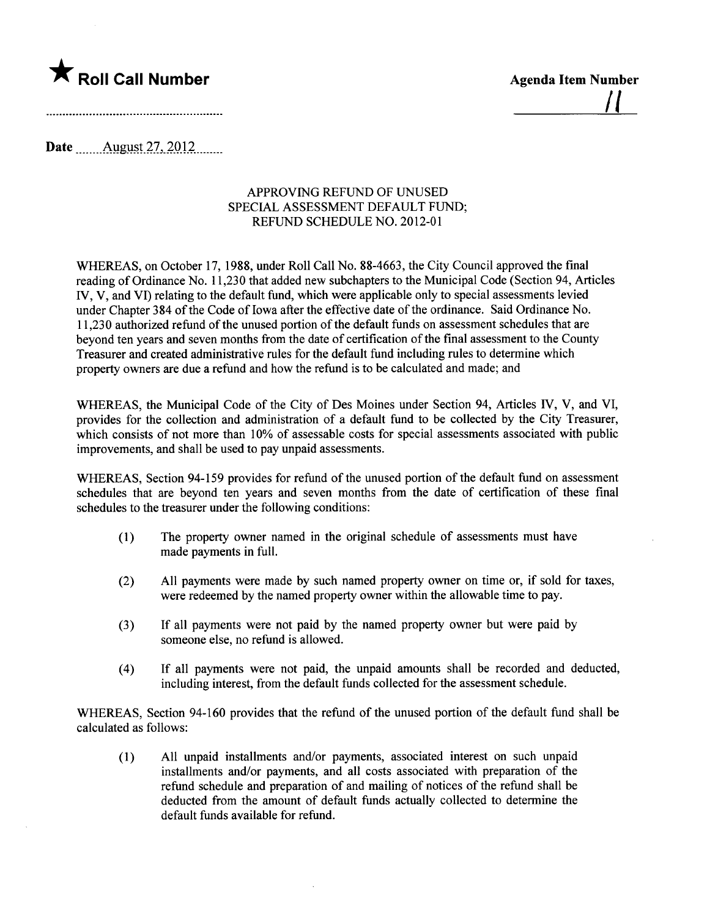★ **Roll Call Number**

**Agenda Item Number**

11

Date August 27, 2012

APPROVING REFUND OF UNUSED
SPECIAL ASSESSMENT DEFAULT FUND;
REFUND SCHEDULE NO. 2012-01

WHEREAS, on October 17, 1988, under Roll Call No. 88-4663, the City Council approved the final reading of Ordinance No. 11,230 that added new subchapters to the Municipal Code (Section 94, Articles IV, V, and VI) relating to the default fund, which were applicable only to special assessments levied under Chapter 384 of the Code of Iowa after the effective date of the ordinance. Said Ordinance No. 11,230 authorized refund of the unused portion of the default funds on assessment schedules that are beyond ten years and seven months from the date of certification of the final assessment to the County Treasurer and created administrative rules for the default fund including rules to determine which property owners are due a refund and how the refund is to be calculated and made; and

WHEREAS, the Municipal Code of the City of Des Moines under Section 94, Articles IV, V, and VI, provides for the collection and administration of a default fund to be collected by the City Treasurer, which consists of not more than 10% of assessable costs for special assessments associated with public improvements, and shall be used to pay unpaid assessments.

WHEREAS, Section 94-159 provides for refund of the unused portion of the default fund on assessment schedules that are beyond ten years and seven months from the date of certification of these final schedules to the treasurer under the following conditions:

(1) The property owner named in the original schedule of assessments must have made payments in full.

(2) All payments were made by such named property owner on time or, if sold for taxes, were redeemed by the named property owner within the allowable time to pay.

(3) If all payments were not paid by the named property owner but were paid by someone else, no refund is allowed.

(4) If all payments were not paid, the unpaid amounts shall be recorded and deducted, including interest, from the default funds collected for the assessment schedule.

WHEREAS, Section 94-160 provides that the refund of the unused portion of the default fund shall be calculated as follows:

(1) All unpaid installments and/or payments, associated interest on such unpaid installments and/or payments, and all costs associated with preparation of the refund schedule and preparation of and mailing of notices of the refund shall be deducted from the amount of default funds actually collected to determine the default funds available for refund.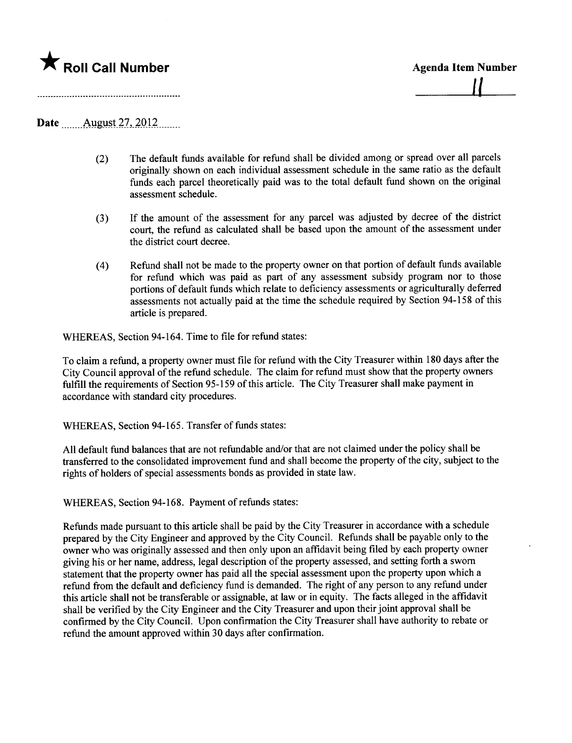★ **Roll Call Number**

**Agenda Item Number**

11

**Date** August 27, 2012

(2) The default funds available for refund shall be divided among or spread over all parcels originally shown on each individual assessment schedule in the same ratio as the default funds each parcel theoretically paid was to the total default fund shown on the original assessment schedule.

(3) If the amount of the assessment for any parcel was adjusted by decree of the district court, the refund as calculated shall be based upon the amount of the assessment under the district court decree.

(4) Refund shall not be made to the property owner on that portion of default funds available for refund which was paid as part of any assessment subsidy program nor to those portions of default funds which relate to deficiency assessments or agriculturally deferred assessments not actually paid at the time the schedule required by Section 94-158 of this article is prepared.

WHEREAS, Section 94-164. Time to file for refund states:

To claim a refund, a property owner must file for refund with the City Treasurer within 180 days after the City Council approval of the refund schedule. The claim for refund must show that the property owners fulfill the requirements of Section 95-159 of this article. The City Treasurer shall make payment in accordance with standard city procedures.

WHEREAS, Section 94-165. Transfer of funds states:

All default fund balances that are not refundable and/or that are not claimed under the policy shall be transferred to the consolidated improvement fund and shall become the property of the city, subject to the rights of holders of special assessments bonds as provided in state law.

WHEREAS, Section 94-168. Payment of refunds states:

Refunds made pursuant to this article shall be paid by the City Treasurer in accordance with a schedule prepared by the City Engineer and approved by the City Council. Refunds shall be payable only to the owner who was originally assessed and then only upon an affidavit being filed by each property owner giving his or her name, address, legal description of the property assessed, and setting forth a sworn statement that the property owner has paid all the special assessment upon the property upon which a refund from the default and deficiency fund is demanded. The right of any person to any refund under this article shall not be transferable or assignable, at law or in equity. The facts alleged in the affidavit shall be verified by the City Engineer and the City Treasurer and upon their joint approval shall be confirmed by the City Council. Upon confirmation the City Treasurer shall have authority to rebate or refund the amount approved within 30 days after confirmation.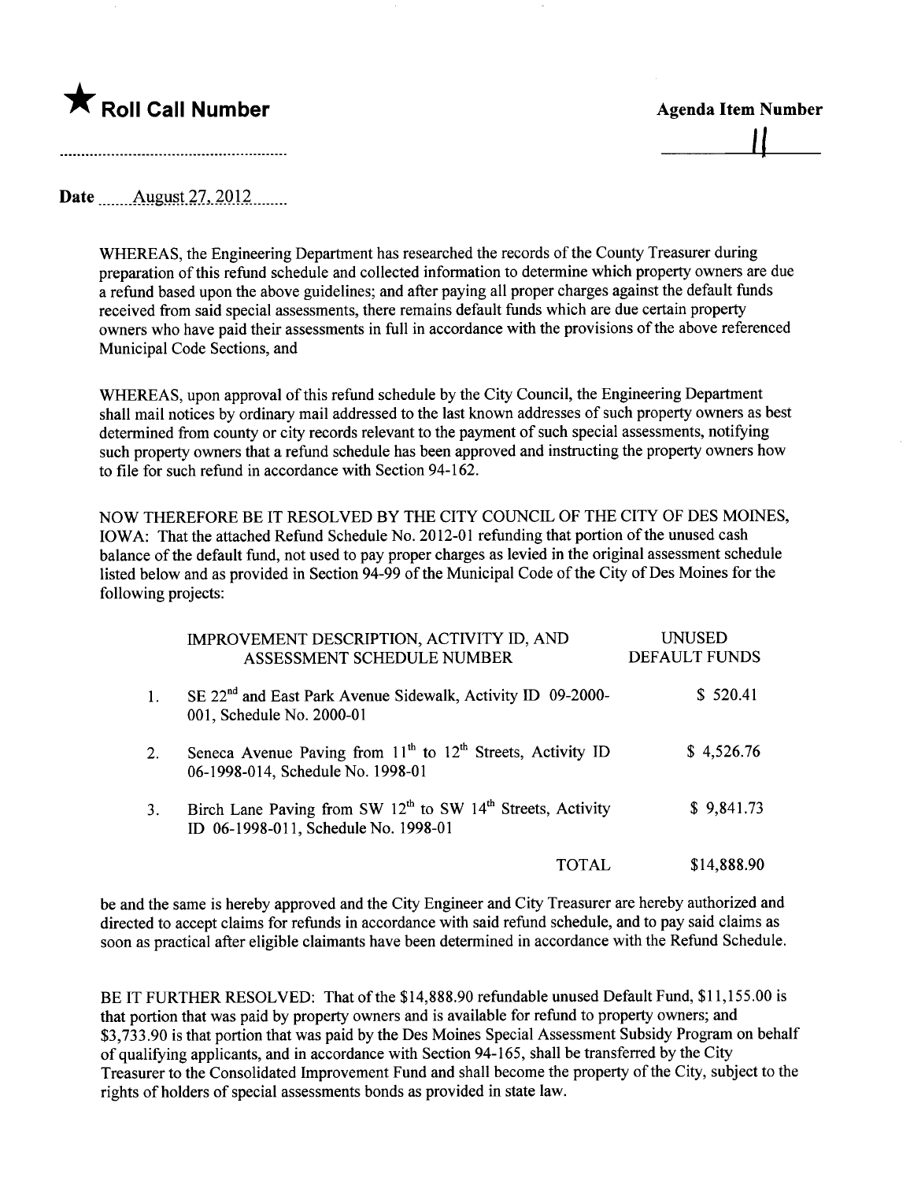★ **Roll Call Number**

..........................................................

**Agenda Item Number**

11

**Date** August 27, 2012

WHEREAS, the Engineering Department has researched the records of the County Treasurer during preparation of this refund schedule and collected information to determine which property owners are due a refund based upon the above guidelines; and after paying all proper charges against the default funds received from said special assessments, there remains default funds which are due certain property owners who have paid their assessments in full in accordance with the provisions of the above referenced Municipal Code Sections, and

WHEREAS, upon approval of this refund schedule by the City Council, the Engineering Department shall mail notices by ordinary mail addressed to the last known addresses of such property owners as best determined from county or city records relevant to the payment of such special assessments, notifying such property owners that a refund schedule has been approved and instructing the property owners how to file for such refund in accordance with Section 94-162.

NOW THEREFORE BE IT RESOLVED BY THE CITY COUNCIL OF THE CITY OF DES MOINES, IOWA: That the attached Refund Schedule No. 2012-01 refunding that portion of the unused cash balance of the default fund, not used to pay proper charges as levied in the original assessment schedule listed below and as provided in Section 94-99 of the Municipal Code of the City of Des Moines for the following projects:

| | IMPROVEMENT DESCRIPTION, ACTIVITY ID, AND ASSESSMENT SCHEDULE NUMBER | UNUSED DEFAULT FUNDS |
|---|---|---|
| 1. | SE 22nd and East Park Avenue Sidewalk, Activity ID 09-2000-001, Schedule No. 2000-01 | $ 520.41 |
| 2. | Seneca Avenue Paving from 11th to 12th Streets, Activity ID 06-1998-014, Schedule No. 1998-01 | $ 4,526.76 |
| 3. | Birch Lane Paving from SW 12th to SW 14th Streets, Activity ID 06-1998-011, Schedule No. 1998-01 | $ 9,841.73 |
| | TOTAL | $14,888.90 |

be and the same is hereby approved and the City Engineer and City Treasurer are hereby authorized and directed to accept claims for refunds in accordance with said refund schedule, and to pay said claims as soon as practical after eligible claimants have been determined in accordance with the Refund Schedule.

BE IT FURTHER RESOLVED: That of the $14,888.90 refundable unused Default Fund, $11,155.00 is that portion that was paid by property owners and is available for refund to property owners; and $3,733.90 is that portion that was paid by the Des Moines Special Assessment Subsidy Program on behalf of qualifying applicants, and in accordance with Section 94-165, shall be transferred by the City Treasurer to the Consolidated Improvement Fund and shall become the property of the City, subject to the rights of holders of special assessments bonds as provided in state law.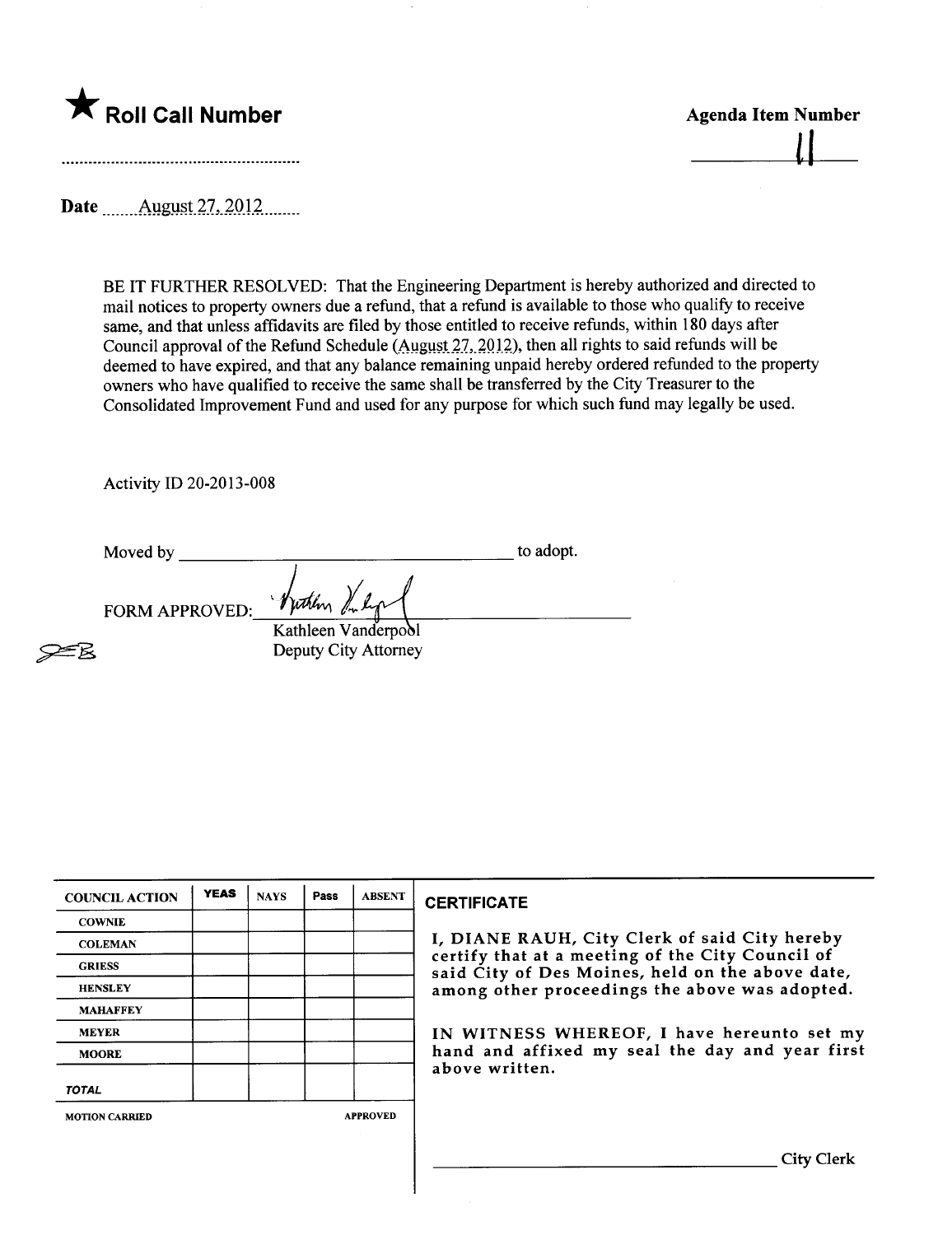★ **Roll Call Number**

**Agenda Item Number**

11

..........................................................

**Date** August 27, 2012

BE IT FURTHER RESOLVED: That the Engineering Department is hereby authorized and directed to mail notices to property owners due a refund, that a refund is available to those who qualify to receive same, and that unless affidavits are filed by those entitled to receive refunds, within 180 days after Council approval of the Refund Schedule (August 27, 2012), then all rights to said refunds will be deemed to have expired, and that any balance remaining unpaid hereby ordered refunded to the property owners who have qualified to receive the same shall be transferred by the City Treasurer to the Consolidated Improvement Fund and used for any purpose for which such fund may legally be used.

Activity ID 20-2013-008

Moved by ______________________________ to adopt.

FORM APPROVED: ______________________________
Kathleen Vanderpool
Deputy City Attorney

| COUNCIL ACTION | YEAS | NAYS | Pass | ABSENT |
|---|---|---|---|---|
| COWNIE | | | | |
| COLEMAN | | | | |
| GRIESS | | | | |
| HENSLEY | | | | |
| MAHAFFEY | | | | |
| MEYER | | | | |
| MOORE | | | | |
| TOTAL | | | | |

MOTION CARRIED APPROVED

**CERTIFICATE**

I, DIANE RAUH, City Clerk of said City hereby certify that at a meeting of the City Council of said City of Des Moines, held on the above date, among other proceedings the above was adopted.

IN WITNESS WHEREOF, I have hereunto set my hand and affixed my seal the day and year first above written.

______________________________ City Clerk